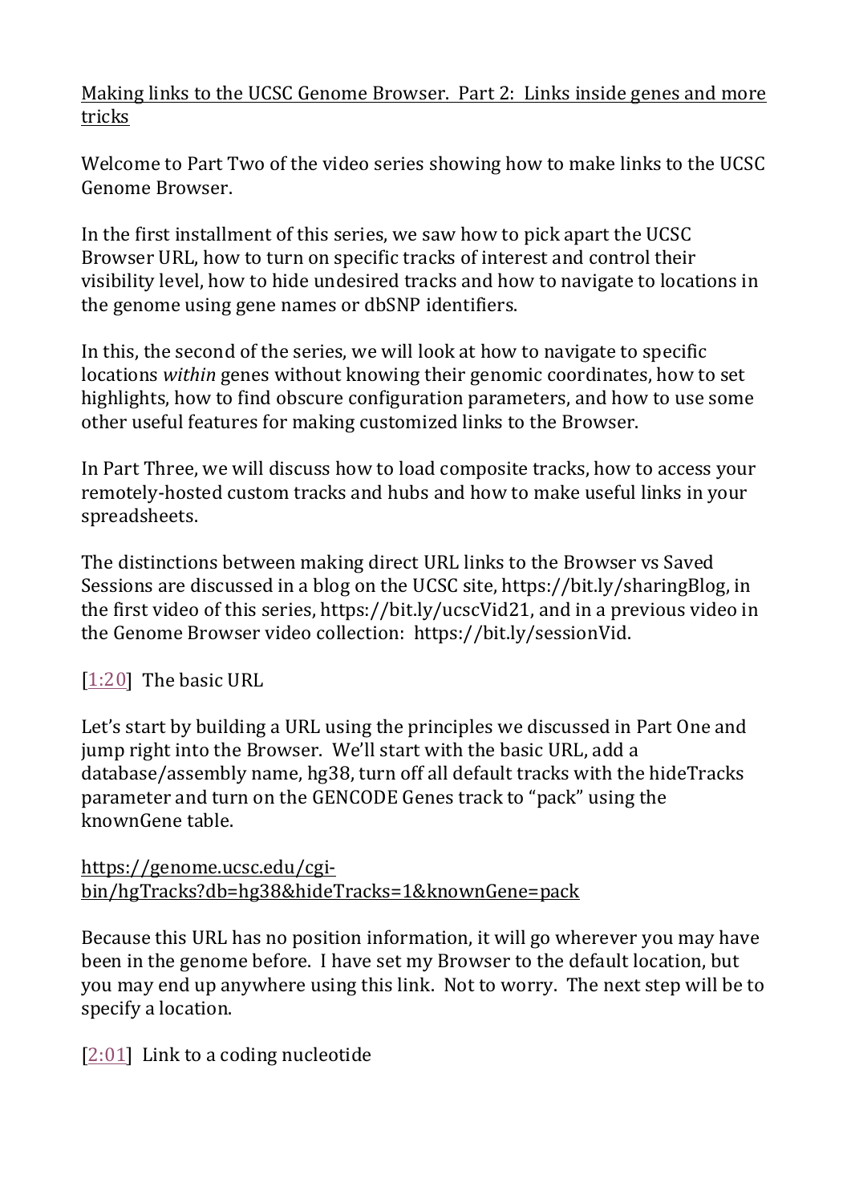# Making links to the UCSC Genome Browser. Part 2: Links inside genes and more tricks

Welcome to Part Two of the video series showing how to make links to the UCSC Genome Browser.

In the first installment of this series, we saw how to pick apart the UCSC Browser URL, how to turn on specific tracks of interest and control their visibility level, how to hide undesired tracks and how to navigate to locations in the genome using gene names or dbSNP identifiers.

In this, the second of the series, we will look at how to navigate to specific locations *within* genes without knowing their genomic coordinates, how to set highlights, how to find obscure configuration parameters, and how to use some other useful features for making customized links to the Browser.

In Part Three, we will discuss how to load composite tracks, how to access your remotely-hosted custom tracks and hubs and how to make useful links in your spreadsheets.

The distinctions between making direct URL links to the Browser vs Saved Sessions are discussed in a blog on the UCSC site, https://bit.ly/sharingBlog, in the first video of this series, https://bit.ly/ucscVid21, and in a previous video in the Genome Browser video collection: https://bit.ly/sessionVid.

[1:20] The basic URL

Let's start by building a URL using the principles we discussed in Part One and jump right into the Browser. We'll start with the basic URL, add a database/assembly name, hg38, turn off all default tracks with the hideTracks parameter and turn on the GENCODE Genes track to "pack" using the knownGene table.

https://genome.ucsc.edu/cgi-bin/hgTracks?db=hg38&hideTracks=1&knownGene=pack

Because this URL has no position information, it will go wherever you may have been in the genome before. I have set my Browser to the default location, but you may end up anywhere using this link. Not to worry. The next step will be to specify a location.

[2:01] Link to a coding nucleotide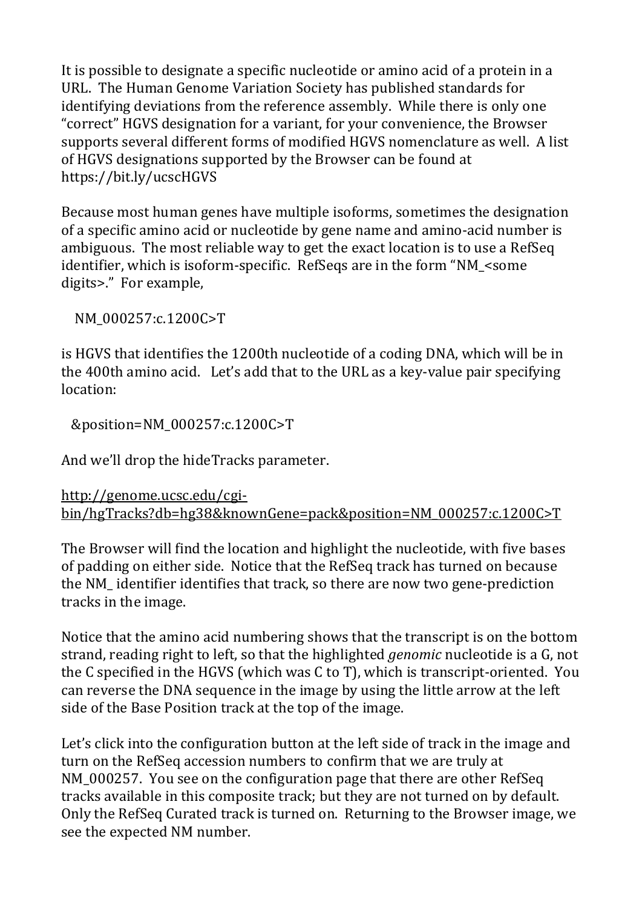It is possible to designate a specific nucleotide or amino acid of a protein in a URL. The Human Genome Variation Society has published standards for identifying deviations from the reference assembly. While there is only one "correct" HGVS designation for a variant, for your convenience, the Browser supports several different forms of modified HGVS nomenclature as well. A list of HGVS designations supported by the Browser can be found at https://bit.ly/ucscHGVS

Because most human genes have multiple isoforms, sometimes the designation of a specific amino acid or nucleotide by gene name and amino-acid number is ambiguous. The most reliable way to get the exact location is to use a RefSeq identifier, which is isoform-specific. RefSeqs are in the form "NM_<some digits>." For example,

```
NM_000257:c.1200C>T
```

is HGVS that identifies the 1200th nucleotide of a coding DNA, which will be in the 400th amino acid. Let's add that to the URL as a key-value pair specifying location:

```
&position=NM_000257:c.1200C>T
```

And we'll drop the hideTracks parameter.

http://genome.ucsc.edu/cgi-bin/hgTracks?db=hg38&knownGene=pack&position=NM_000257:c.1200C>T

The Browser will find the location and highlight the nucleotide, with five bases of padding on either side. Notice that the RefSeq track has turned on because the NM_ identifier identifies that track, so there are now two gene-prediction tracks in the image.

Notice that the amino acid numbering shows that the transcript is on the bottom strand, reading right to left, so that the highlighted *genomic* nucleotide is a G, not the C specified in the HGVS (which was C to T), which is transcript-oriented. You can reverse the DNA sequence in the image by using the little arrow at the left side of the Base Position track at the top of the image.

Let's click into the configuration button at the left side of track in the image and turn on the RefSeq accession numbers to confirm that we are truly at NM_000257. You see on the configuration page that there are other RefSeq tracks available in this composite track; but they are not turned on by default. Only the RefSeq Curated track is turned on. Returning to the Browser image, we see the expected NM number.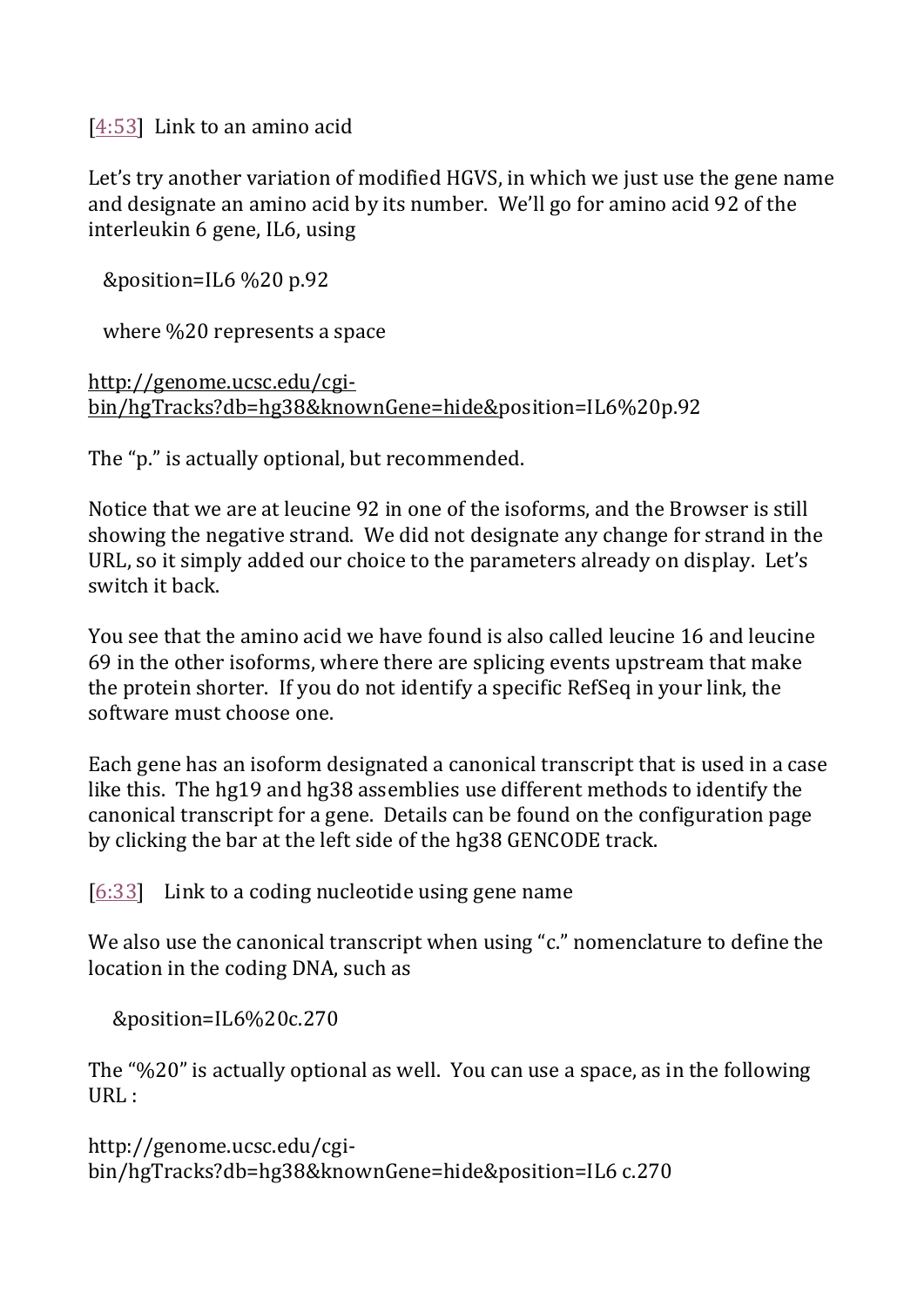[[4:53]] Link to an amino acid

Let's try another variation of modified HGVS, in which we just use the gene name and designate an amino acid by its number. We'll go for amino acid 92 of the interleukin 6 gene, IL6, using

&position=IL6 %20 p.92

where %20 represents a space

http://genome.ucsc.edu/cgi-bin/hgTracks?db=hg38&knownGene=hide&position=IL6%20p.92

The "p." is actually optional, but recommended.

Notice that we are at leucine 92 in one of the isoforms, and the Browser is still showing the negative strand. We did not designate any change for strand in the URL, so it simply added our choice to the parameters already on display. Let's switch it back.

You see that the amino acid we have found is also called leucine 16 and leucine 69 in the other isoforms, where there are splicing events upstream that make the protein shorter. If you do not identify a specific RefSeq in your link, the software must choose one.

Each gene has an isoform designated a canonical transcript that is used in a case like this. The hg19 and hg38 assemblies use different methods to identify the canonical transcript for a gene. Details can be found on the configuration page by clicking the bar at the left side of the hg38 GENCODE track.

[[6:33]] Link to a coding nucleotide using gene name

We also use the canonical transcript when using "c." nomenclature to define the location in the coding DNA, such as

&position=IL6%20c.270

The "%20" is actually optional as well. You can use a space, as in the following URL :

http://genome.ucsc.edu/cgi-bin/hgTracks?db=hg38&knownGene=hide&position=IL6 c.270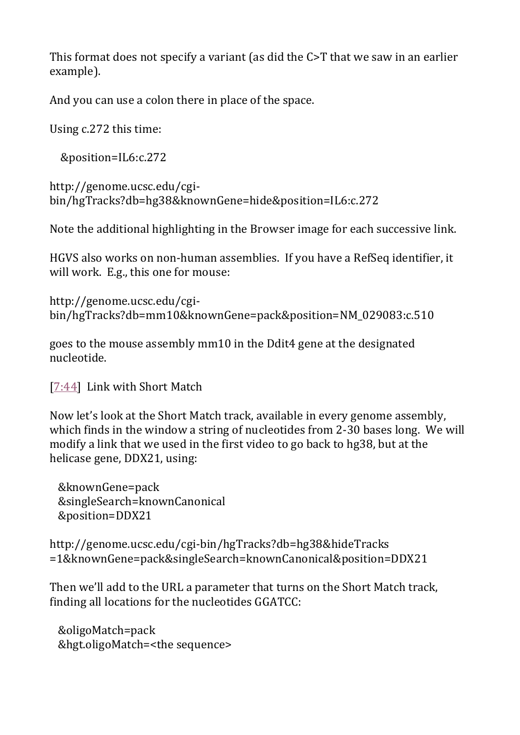This format does not specify a variant (as did the C>T that we saw in an earlier example).

And you can use a colon there in place of the space.

Using c.272 this time:

```
&position=IL6:c.272
```

http://genome.ucsc.edu/cgi-bin/hgTracks?db=hg38&knownGene=hide&position=IL6:c.272

Note the additional highlighting in the Browser image for each successive link.

HGVS also works on non-human assemblies. If you have a RefSeq identifier, it will work. E.g., this one for mouse:

http://genome.ucsc.edu/cgi-bin/hgTracks?db=mm10&knownGene=pack&position=NM_029083:c.510

goes to the mouse assembly mm10 in the Ddit4 gene at the designated nucleotide.

[7:44] Link with Short Match

Now let's look at the Short Match track, available in every genome assembly, which finds in the window a string of nucleotides from 2-30 bases long. We will modify a link that we used in the first video to go back to hg38, but at the helicase gene, DDX21, using:

```
&knownGene=pack
&singleSearch=knownCanonical
&position=DDX21
```

http://genome.ucsc.edu/cgi-bin/hgTracks?db=hg38&hideTracks=1&knownGene=pack&singleSearch=knownCanonical&position=DDX21

Then we'll add to the URL a parameter that turns on the Short Match track, finding all locations for the nucleotides GGATCC:

```
&oligoMatch=pack
&hgt.oligoMatch=<the sequence>
```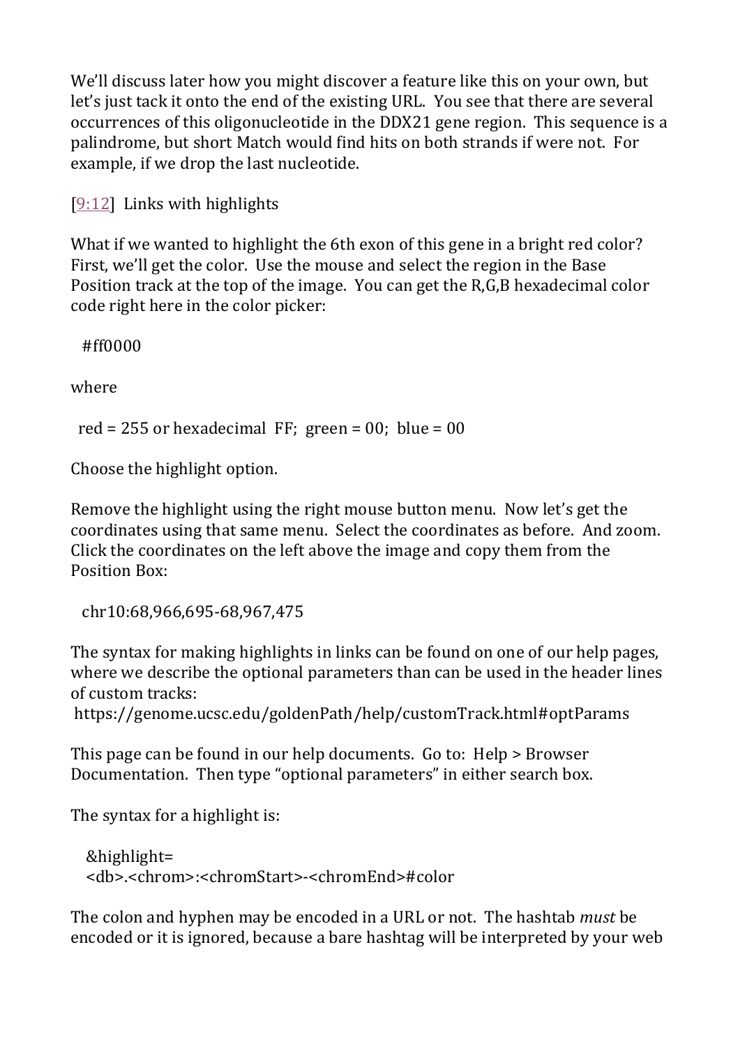We'll discuss later how you might discover a feature like this on your own, but let's just tack it onto the end of the existing URL. You see that there are several occurrences of this oligonucleotide in the DDX21 gene region. This sequence is a palindrome, but short Match would find hits on both strands if were not. For example, if we drop the last nucleotide.

[9:12] Links with highlights

What if we wanted to highlight the 6th exon of this gene in a bright red color? First, we'll get the color. Use the mouse and select the region in the Base Position track at the top of the image. You can get the R,G,B hexadecimal color code right here in the color picker:

```
#ff0000
```

where

```
red = 255 or hexadecimal  FF;  green = 00;  blue = 00
```

Choose the highlight option.

Remove the highlight using the right mouse button menu. Now let's get the coordinates using that same menu. Select the coordinates as before. And zoom. Click the coordinates on the left above the image and copy them from the Position Box:

```
chr10:68,966,695-68,967,475
```

The syntax for making highlights in links can be found on one of our help pages, where we describe the optional parameters than can be used in the header lines of custom tracks:
https://genome.ucsc.edu/goldenPath/help/customTrack.html#optParams

This page can be found in our help documents. Go to: Help > Browser Documentation. Then type "optional parameters" in either search box.

The syntax for a highlight is:

```
&highlight=
<db>.<chrom>:<chromStart>-<chromEnd>#color
```

The colon and hyphen may be encoded in a URL or not. The hashtab *must* be encoded or it is ignored, because a bare hashtag will be interpreted by your web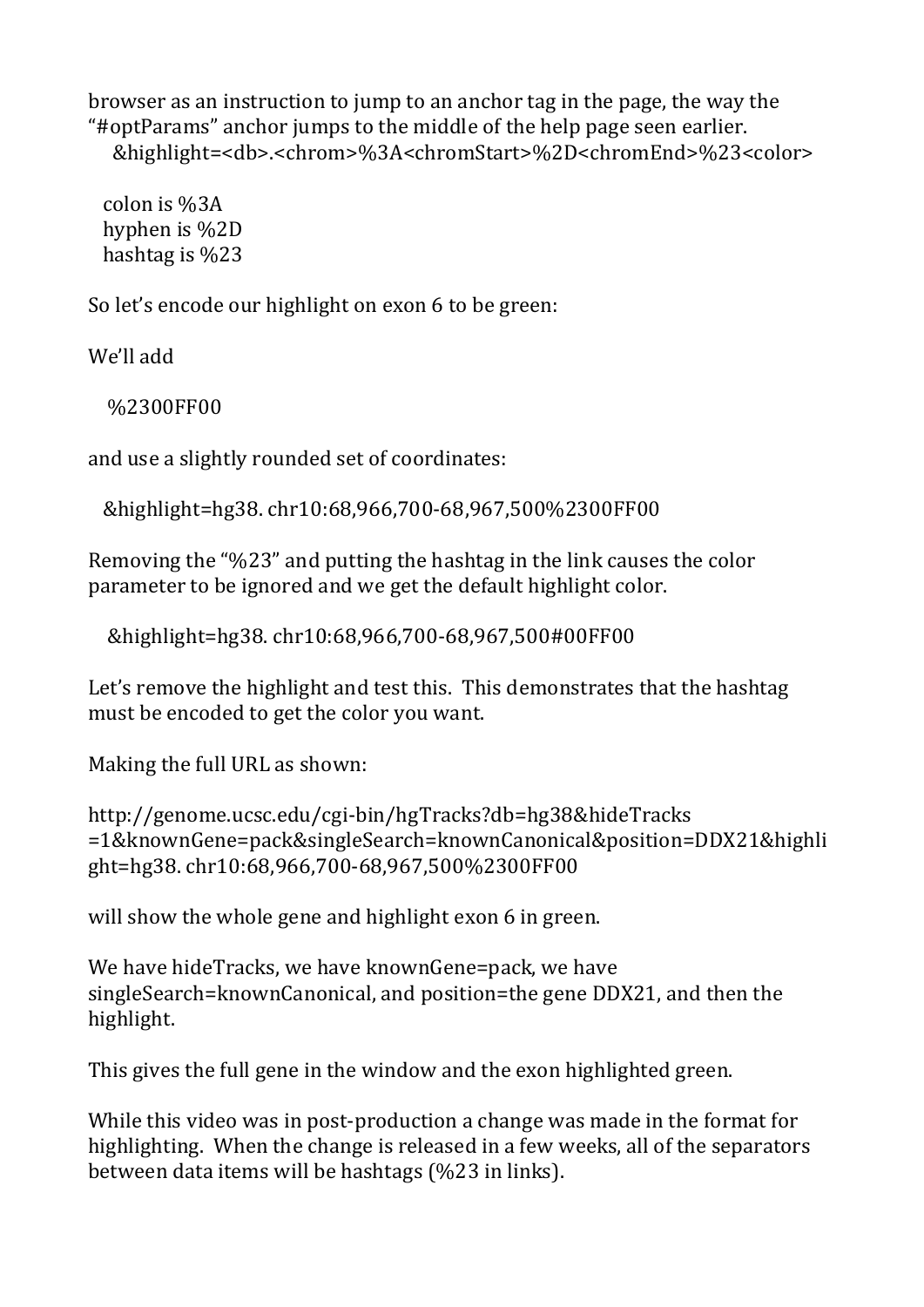browser as an instruction to jump to an anchor tag in the page, the way the "#optParams" anchor jumps to the middle of the help page seen earlier.

```
&highlight=<db>.<chrom>%3A<chromStart>%2D<chromEnd>%23<color>
```

```
colon is %3A
hyphen is %2D
hashtag is %23
```

So let's encode our highlight on exon 6 to be green:

We'll add

```
%2300FF00
```

and use a slightly rounded set of coordinates:

```
&highlight=hg38. chr10:68,966,700-68,967,500%2300FF00
```

Removing the "%23" and putting the hashtag in the link causes the color parameter to be ignored and we get the default highlight color.

```
&highlight=hg38. chr10:68,966,700-68,967,500#00FF00
```

Let's remove the highlight and test this. This demonstrates that the hashtag must be encoded to get the color you want.

Making the full URL as shown:

http://genome.ucsc.edu/cgi-bin/hgTracks?db=hg38&hideTracks=1&knownGene=pack&singleSearch=knownCanonical&position=DDX21&highlight=hg38. chr10:68,966,700-68,967,500%2300FF00

will show the whole gene and highlight exon 6 in green.

We have hideTracks, we have knownGene=pack, we have singleSearch=knownCanonical, and position=the gene DDX21, and then the highlight.

This gives the full gene in the window and the exon highlighted green.

While this video was in post-production a change was made in the format for highlighting. When the change is released in a few weeks, all of the separators between data items will be hashtags (%23 in links).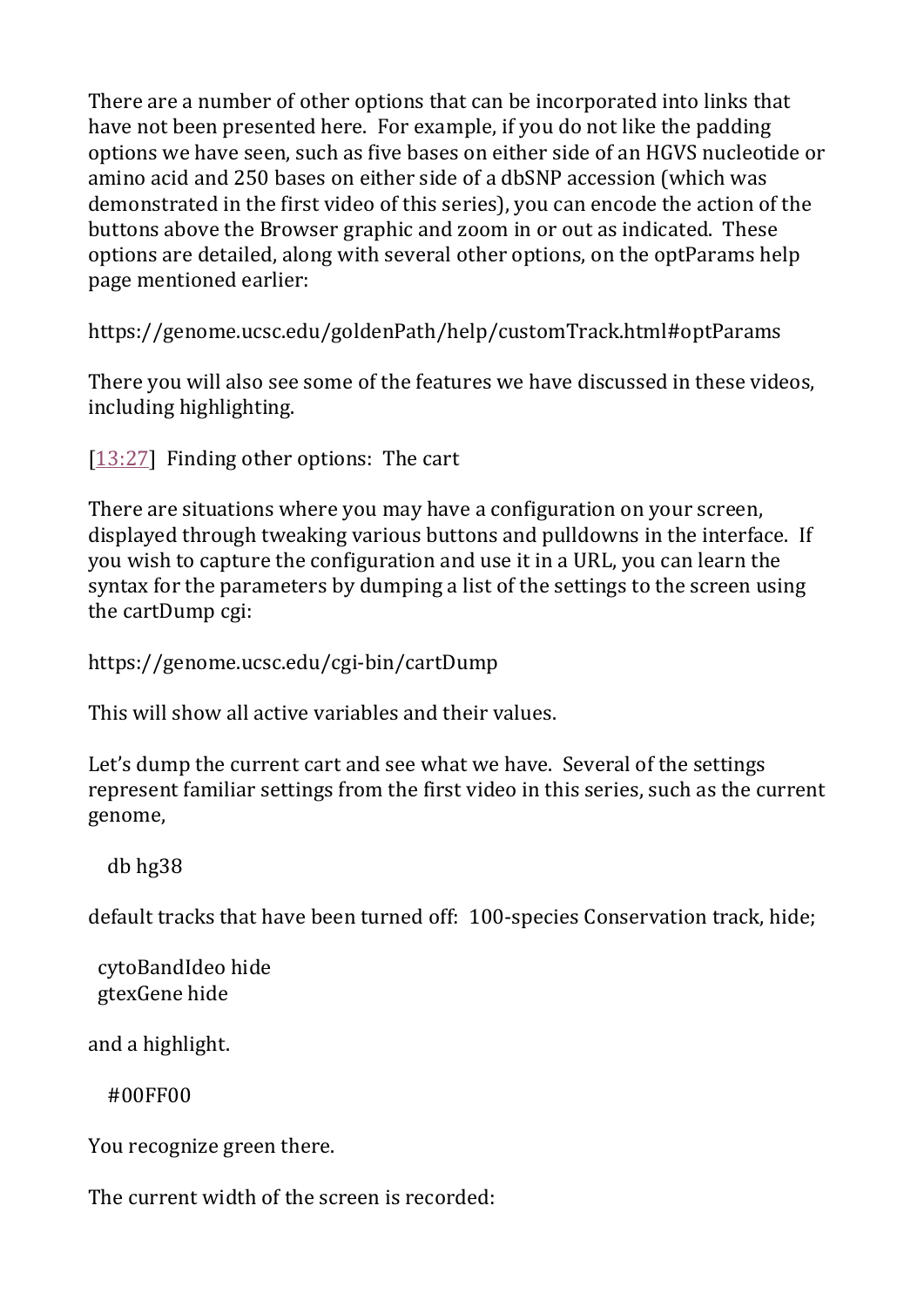There are a number of other options that can be incorporated into links that have not been presented here. For example, if you do not like the padding options we have seen, such as five bases on either side of an HGVS nucleotide or amino acid and 250 bases on either side of a dbSNP accession (which was demonstrated in the first video of this series), you can encode the action of the buttons above the Browser graphic and zoom in or out as indicated. These options are detailed, along with several other options, on the optParams help page mentioned earlier:

https://genome.ucsc.edu/goldenPath/help/customTrack.html#optParams

There you will also see some of the features we have discussed in these videos, including highlighting.

[13:27] Finding other options: The cart

There are situations where you may have a configuration on your screen, displayed through tweaking various buttons and pulldowns in the interface. If you wish to capture the configuration and use it in a URL, you can learn the syntax for the parameters by dumping a list of the settings to the screen using the cartDump cgi:

https://genome.ucsc.edu/cgi-bin/cartDump

This will show all active variables and their values.

Let's dump the current cart and see what we have. Several of the settings represent familiar settings from the first video in this series, such as the current genome,

```
db hg38
```

default tracks that have been turned off: 100-species Conservation track, hide;

```
cytoBandIdeo hide
gtexGene hide
```

and a highlight.

```
#00FF00
```

You recognize green there.

The current width of the screen is recorded: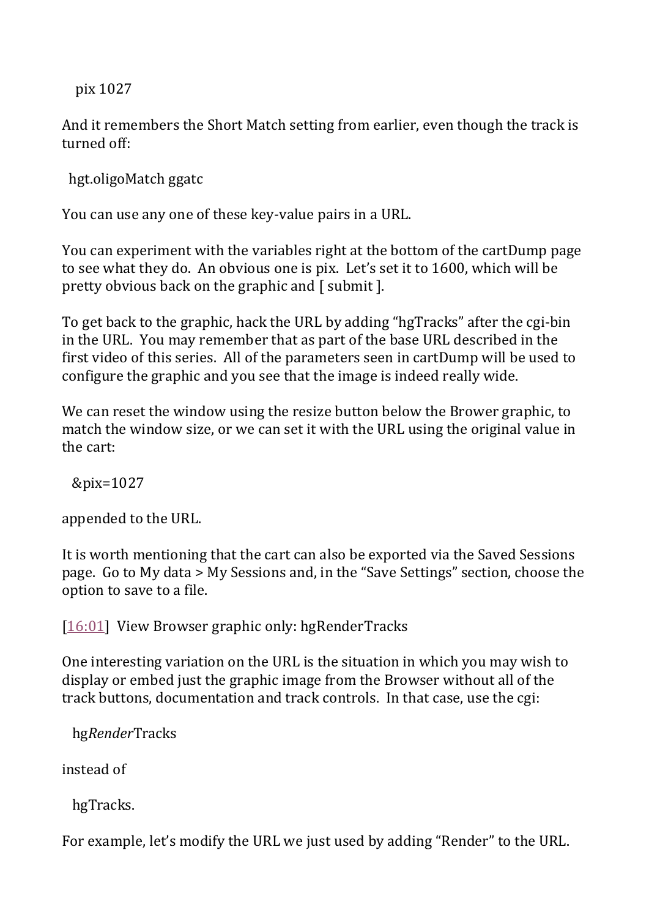pix 1027

And it remembers the Short Match setting from earlier, even though the track is turned off:

hgt.oligoMatch ggatc

You can use any one of these key-value pairs in a URL.

You can experiment with the variables right at the bottom of the cartDump page to see what they do. An obvious one is pix. Let's set it to 1600, which will be pretty obvious back on the graphic and [ submit ].

To get back to the graphic, hack the URL by adding "hgTracks" after the cgi-bin in the URL. You may remember that as part of the base URL described in the first video of this series. All of the parameters seen in cartDump will be used to configure the graphic and you see that the image is indeed really wide.

We can reset the window using the resize button below the Brower graphic, to match the window size, or we can set it with the URL using the original value in the cart:

&pix=1027

appended to the URL.

It is worth mentioning that the cart can also be exported via the Saved Sessions page. Go to My data > My Sessions and, in the "Save Settings" section, choose the option to save to a file.

[16:01] View Browser graphic only: hgRenderTracks

One interesting variation on the URL is the situation in which you may wish to display or embed just the graphic image from the Browser without all of the track buttons, documentation and track controls. In that case, use the cgi:

hg*Render*Tracks

instead of

hgTracks.

For example, let's modify the URL we just used by adding "Render" to the URL.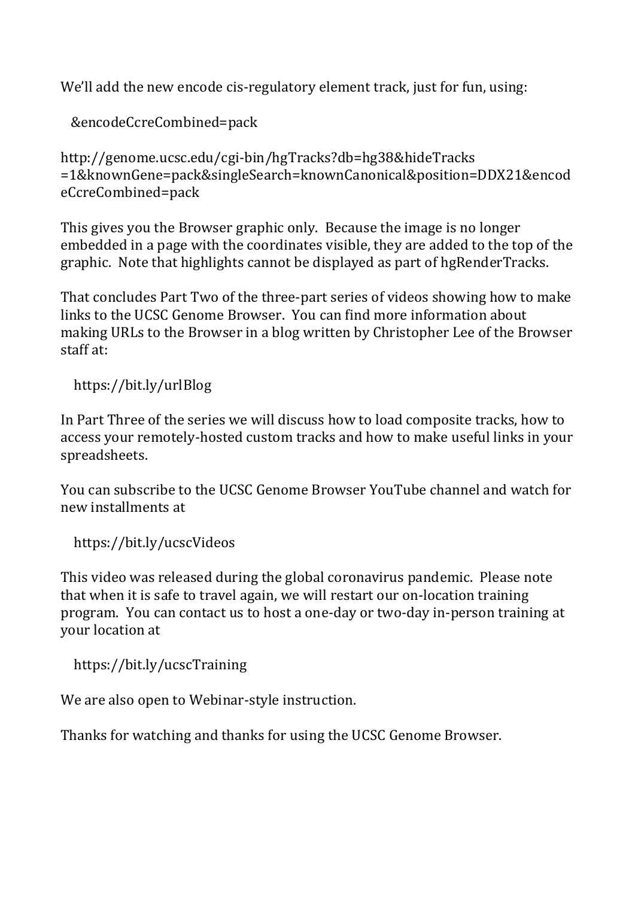We'll add the new encode cis-regulatory element track, just for fun, using:

&encodeCcreCombined=pack

http://genome.ucsc.edu/cgi-bin/hgTracks?db=hg38&hideTracks=1&knownGene=pack&singleSearch=knownCanonical&position=DDX21&encodeCcreCombined=pack

This gives you the Browser graphic only. Because the image is no longer embedded in a page with the coordinates visible, they are added to the top of the graphic. Note that highlights cannot be displayed as part of hgRenderTracks.

That concludes Part Two of the three-part series of videos showing how to make links to the UCSC Genome Browser. You can find more information about making URLs to the Browser in a blog written by Christopher Lee of the Browser staff at:

https://bit.ly/urlBlog

In Part Three of the series we will discuss how to load composite tracks, how to access your remotely-hosted custom tracks and how to make useful links in your spreadsheets.

You can subscribe to the UCSC Genome Browser YouTube channel and watch for new installments at

https://bit.ly/ucscVideos

This video was released during the global coronavirus pandemic. Please note that when it is safe to travel again, we will restart our on-location training program. You can contact us to host a one-day or two-day in-person training at your location at

https://bit.ly/ucscTraining

We are also open to Webinar-style instruction.

Thanks for watching and thanks for using the UCSC Genome Browser.